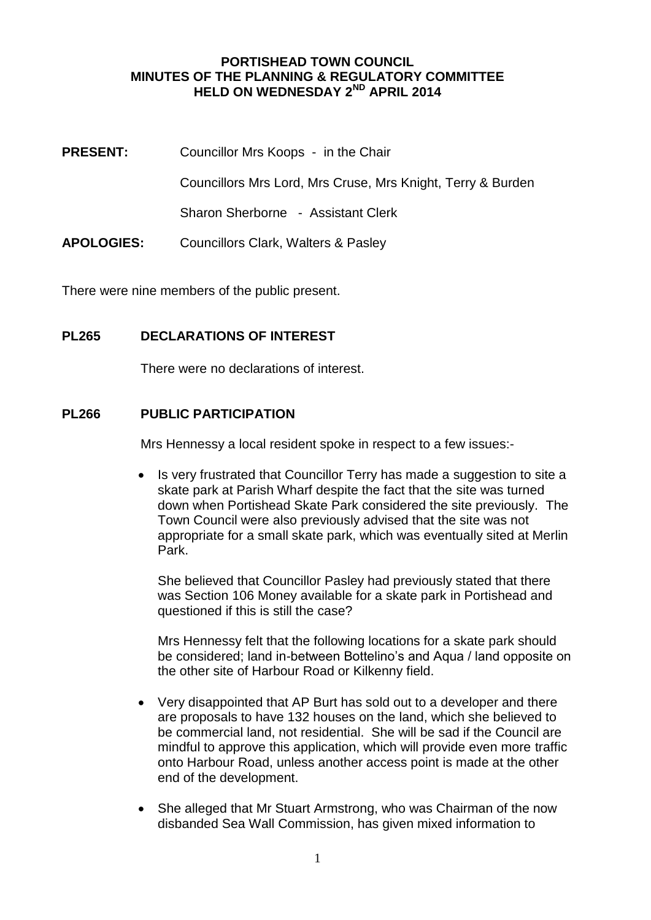# PORTISHEAD TOWN COUNCIL
## MINUTES OF THE PLANNING & REGULATORY COMMITTEE
## HELD ON WEDNESDAY 2ND APRIL 2014

**PRESENT:** Councillor Mrs Koops - in the Chair

Councillors Mrs Lord, Mrs Cruse, Mrs Knight, Terry & Burden

Sharon Sherborne - Assistant Clerk

**APOLOGIES:** Councillors Clark, Walters & Pasley

There were nine members of the public present.

### PL265 DECLARATIONS OF INTEREST

There were no declarations of interest.

### PL266 PUBLIC PARTICIPATION

Mrs Hennessy a local resident spoke in respect to a few issues:-

- Is very frustrated that Councillor Terry has made a suggestion to site a skate park at Parish Wharf despite the fact that the site was turned down when Portishead Skate Park considered the site previously. The Town Council were also previously advised that the site was not appropriate for a small skate park, which was eventually sited at Merlin Park.

  She believed that Councillor Pasley had previously stated that there was Section 106 Money available for a skate park in Portishead and questioned if this is still the case?

  Mrs Hennessy felt that the following locations for a skate park should be considered; land in-between Bottelino's and Aqua / land opposite on the other site of Harbour Road or Kilkenny field.

- Very disappointed that AP Burt has sold out to a developer and there are proposals to have 132 houses on the land, which she believed to be commercial land, not residential. She will be sad if the Council are mindful to approve this application, which will provide even more traffic onto Harbour Road, unless another access point is made at the other end of the development.

- She alleged that Mr Stuart Armstrong, who was Chairman of the now disbanded Sea Wall Commission, has given mixed information to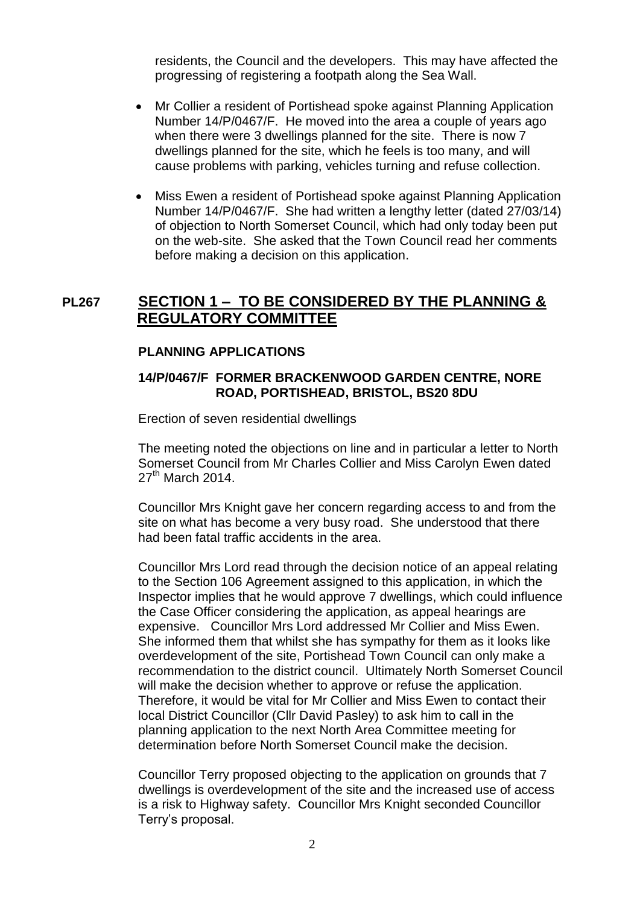residents, the Council and the developers. This may have affected the progressing of registering a footpath along the Sea Wall.

- Mr Collier a resident of Portishead spoke against Planning Application Number 14/P/0467/F. He moved into the area a couple of years ago when there were 3 dwellings planned for the site. There is now 7 dwellings planned for the site, which he feels is too many, and will cause problems with parking, vehicles turning and refuse collection.

- Miss Ewen a resident of Portishead spoke against Planning Application Number 14/P/0467/F. She had written a lengthy letter (dated 27/03/14) of objection to North Somerset Council, which had only today been put on the web-site. She asked that the Town Council read her comments before making a decision on this application.

## PL267 SECTION 1 – TO BE CONSIDERED BY THE PLANNING & REGULATORY COMMITTEE

### PLANNING APPLICATIONS

#### 14/P/0467/F FORMER BRACKENWOOD GARDEN CENTRE, NORE ROAD, PORTISHEAD, BRISTOL, BS20 8DU

Erection of seven residential dwellings

The meeting noted the objections on line and in particular a letter to North Somerset Council from Mr Charles Collier and Miss Carolyn Ewen dated 27th March 2014.

Councillor Mrs Knight gave her concern regarding access to and from the site on what has become a very busy road. She understood that there had been fatal traffic accidents in the area.

Councillor Mrs Lord read through the decision notice of an appeal relating to the Section 106 Agreement assigned to this application, in which the Inspector implies that he would approve 7 dwellings, which could influence the Case Officer considering the application, as appeal hearings are expensive. Councillor Mrs Lord addressed Mr Collier and Miss Ewen. She informed them that whilst she has sympathy for them as it looks like overdevelopment of the site, Portishead Town Council can only make a recommendation to the district council. Ultimately North Somerset Council will make the decision whether to approve or refuse the application. Therefore, it would be vital for Mr Collier and Miss Ewen to contact their local District Councillor (Cllr David Pasley) to ask him to call in the planning application to the next North Area Committee meeting for determination before North Somerset Council make the decision.

Councillor Terry proposed objecting to the application on grounds that 7 dwellings is overdevelopment of the site and the increased use of access is a risk to Highway safety. Councillor Mrs Knight seconded Councillor Terry's proposal.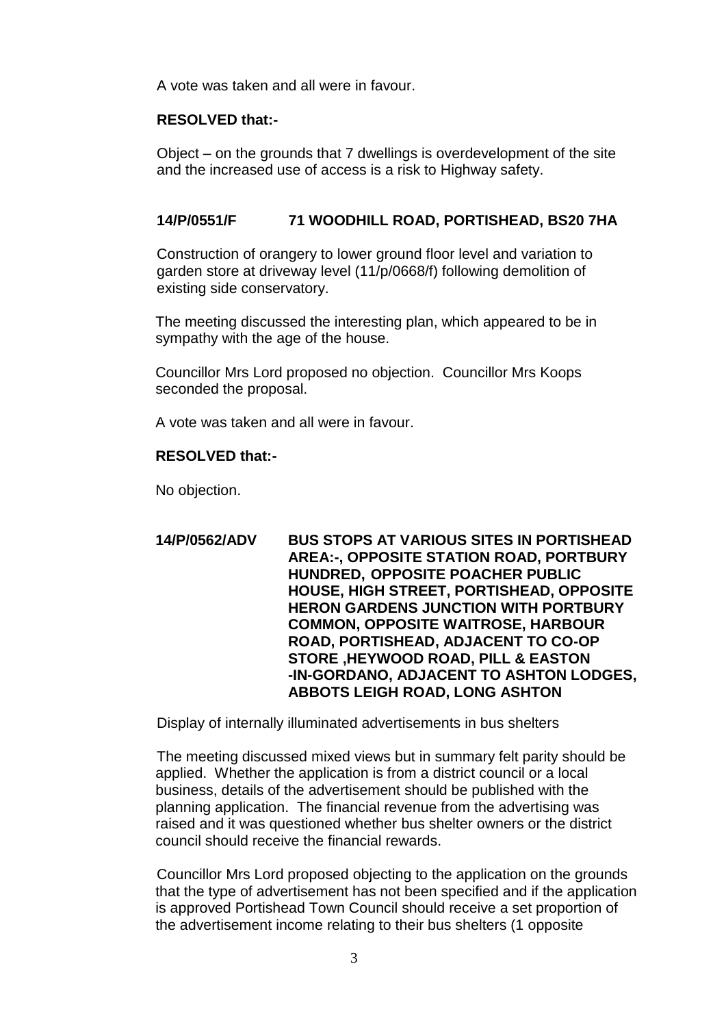A vote was taken and all were in favour.

**RESOLVED that:-**

Object – on the grounds that 7 dwellings is overdevelopment of the site and the increased use of access is a risk to Highway safety.

**14/P/0551/F 71 WOODHILL ROAD, PORTISHEAD, BS20 7HA**

Construction of orangery to lower ground floor level and variation to garden store at driveway level (11/p/0668/f) following demolition of existing side conservatory.

The meeting discussed the interesting plan, which appeared to be in sympathy with the age of the house.

Councillor Mrs Lord proposed no objection. Councillor Mrs Koops seconded the proposal.

A vote was taken and all were in favour.

**RESOLVED that:-**

No objection.

**14/P/0562/ADV BUS STOPS AT VARIOUS SITES IN PORTISHEAD AREA:-, OPPOSITE STATION ROAD, PORTBURY HUNDRED, OPPOSITE POACHER PUBLIC HOUSE, HIGH STREET, PORTISHEAD, OPPOSITE HERON GARDENS JUNCTION WITH PORTBURY COMMON, OPPOSITE WAITROSE, HARBOUR ROAD, PORTISHEAD, ADJACENT TO CO-OP STORE ,HEYWOOD ROAD, PILL & EASTON -IN-GORDANO, ADJACENT TO ASHTON LODGES, ABBOTS LEIGH ROAD, LONG ASHTON**

Display of internally illuminated advertisements in bus shelters

The meeting discussed mixed views but in summary felt parity should be applied. Whether the application is from a district council or a local business, details of the advertisement should be published with the planning application. The financial revenue from the advertising was raised and it was questioned whether bus shelter owners or the district council should receive the financial rewards.

Councillor Mrs Lord proposed objecting to the application on the grounds that the type of advertisement has not been specified and if the application is approved Portishead Town Council should receive a set proportion of the advertisement income relating to their bus shelters (1 opposite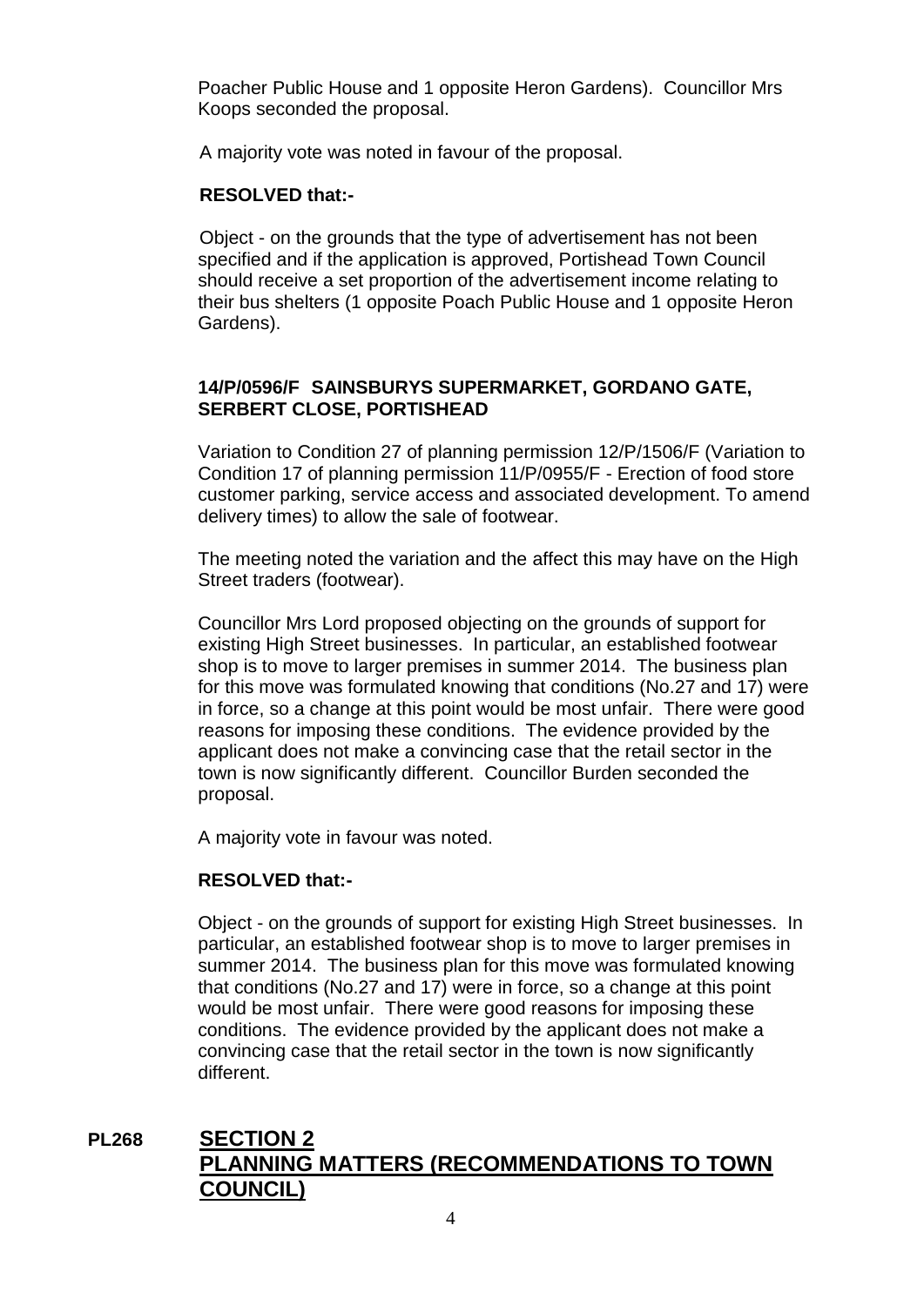Poacher Public House and 1 opposite Heron Gardens). Councillor Mrs Koops seconded the proposal.

A majority vote was noted in favour of the proposal.

**RESOLVED that:-**

Object - on the grounds that the type of advertisement has not been specified and if the application is approved, Portishead Town Council should receive a set proportion of the advertisement income relating to their bus shelters (1 opposite Poach Public House and 1 opposite Heron Gardens).

**14/P/0596/F SAINSBURYS SUPERMARKET, GORDANO GATE, SERBERT CLOSE, PORTISHEAD**

Variation to Condition 27 of planning permission 12/P/1506/F (Variation to Condition 17 of planning permission 11/P/0955/F - Erection of food store customer parking, service access and associated development. To amend delivery times) to allow the sale of footwear.

The meeting noted the variation and the affect this may have on the High Street traders (footwear).

Councillor Mrs Lord proposed objecting on the grounds of support for existing High Street businesses. In particular, an established footwear shop is to move to larger premises in summer 2014. The business plan for this move was formulated knowing that conditions (No.27 and 17) were in force, so a change at this point would be most unfair. There were good reasons for imposing these conditions. The evidence provided by the applicant does not make a convincing case that the retail sector in the town is now significantly different. Councillor Burden seconded the proposal.

A majority vote in favour was noted.

**RESOLVED that:-**

Object - on the grounds of support for existing High Street businesses. In particular, an established footwear shop is to move to larger premises in summer 2014. The business plan for this move was formulated knowing that conditions (No.27 and 17) were in force, so a change at this point would be most unfair. There were good reasons for imposing these conditions. The evidence provided by the applicant does not make a convincing case that the retail sector in the town is now significantly different.

## PL268 SECTION 2 PLANNING MATTERS (RECOMMENDATIONS TO TOWN COUNCIL)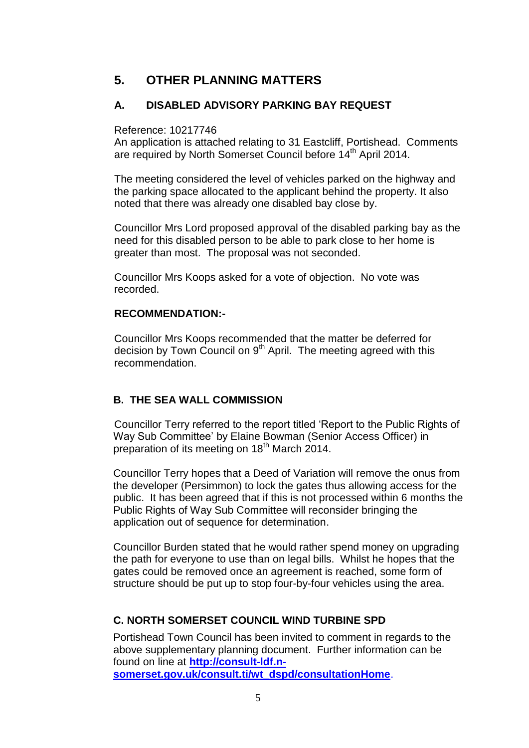## 5. OTHER PLANNING MATTERS

### A. DISABLED ADVISORY PARKING BAY REQUEST

Reference: 10217746
An application is attached relating to 31 Eastcliff, Portishead. Comments are required by North Somerset Council before 14th April 2014.

The meeting considered the level of vehicles parked on the highway and the parking space allocated to the applicant behind the property. It also noted that there was already one disabled bay close by.

Councillor Mrs Lord proposed approval of the disabled parking bay as the need for this disabled person to be able to park close to her home is greater than most. The proposal was not seconded.

Councillor Mrs Koops asked for a vote of objection. No vote was recorded.

**RECOMMENDATION:-**

Councillor Mrs Koops recommended that the matter be deferred for decision by Town Council on 9th April. The meeting agreed with this recommendation.

### B. THE SEA WALL COMMISSION

Councillor Terry referred to the report titled 'Report to the Public Rights of Way Sub Committee' by Elaine Bowman (Senior Access Officer) in preparation of its meeting on 18th March 2014.

Councillor Terry hopes that a Deed of Variation will remove the onus from the developer (Persimmon) to lock the gates thus allowing access for the public. It has been agreed that if this is not processed within 6 months the Public Rights of Way Sub Committee will reconsider bringing the application out of sequence for determination.

Councillor Burden stated that he would rather spend money on upgrading the path for everyone to use than on legal bills. Whilst he hopes that the gates could be removed once an agreement is reached, some form of structure should be put up to stop four-by-four vehicles using the area.

### C. NORTH SOMERSET COUNCIL WIND TURBINE SPD

Portishead Town Council has been invited to comment in regards to the above supplementary planning document. Further information can be found on line at **http://consult-ldf.n-somerset.gov.uk/consult.ti/wt_dspd/consultationHome**.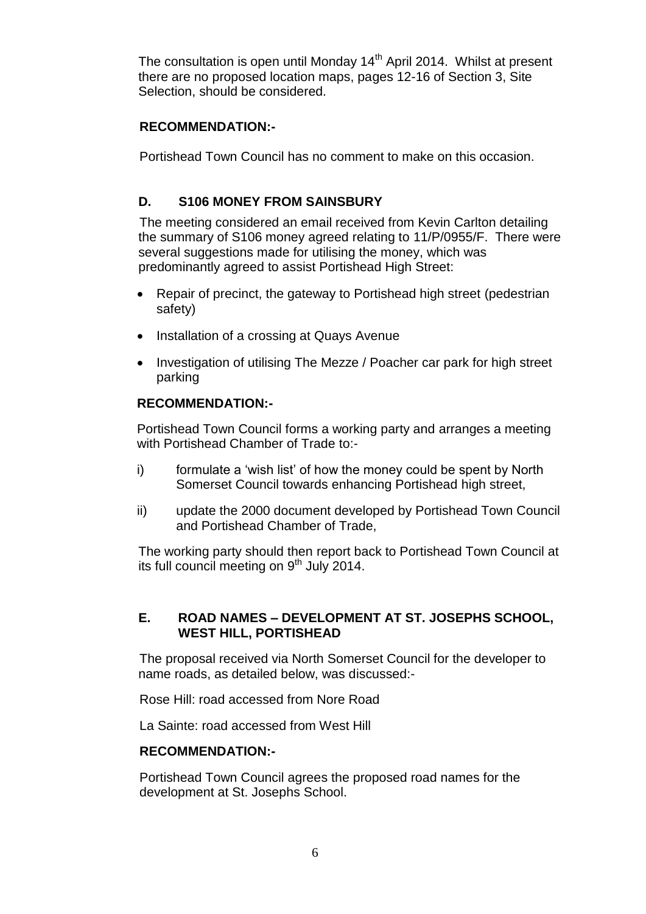The consultation is open until Monday 14th April 2014. Whilst at present there are no proposed location maps, pages 12-16 of Section 3, Site Selection, should be considered.

**RECOMMENDATION:-**

Portishead Town Council has no comment to make on this occasion.

## D. S106 MONEY FROM SAINSBURY

The meeting considered an email received from Kevin Carlton detailing the summary of S106 money agreed relating to 11/P/0955/F. There were several suggestions made for utilising the money, which was predominantly agreed to assist Portishead High Street:

- Repair of precinct, the gateway to Portishead high street (pedestrian safety)
- Installation of a crossing at Quays Avenue
- Investigation of utilising The Mezze / Poacher car park for high street parking

**RECOMMENDATION:-**

Portishead Town Council forms a working party and arranges a meeting with Portishead Chamber of Trade to:-

i) formulate a 'wish list' of how the money could be spent by North Somerset Council towards enhancing Portishead high street,

ii) update the 2000 document developed by Portishead Town Council and Portishead Chamber of Trade,

The working party should then report back to Portishead Town Council at its full council meeting on 9th July 2014.

## E. ROAD NAMES – DEVELOPMENT AT ST. JOSEPHS SCHOOL, WEST HILL, PORTISHEAD

The proposal received via North Somerset Council for the developer to name roads, as detailed below, was discussed:-

Rose Hill: road accessed from Nore Road

La Sainte: road accessed from West Hill

**RECOMMENDATION:-**

Portishead Town Council agrees the proposed road names for the development at St. Josephs School.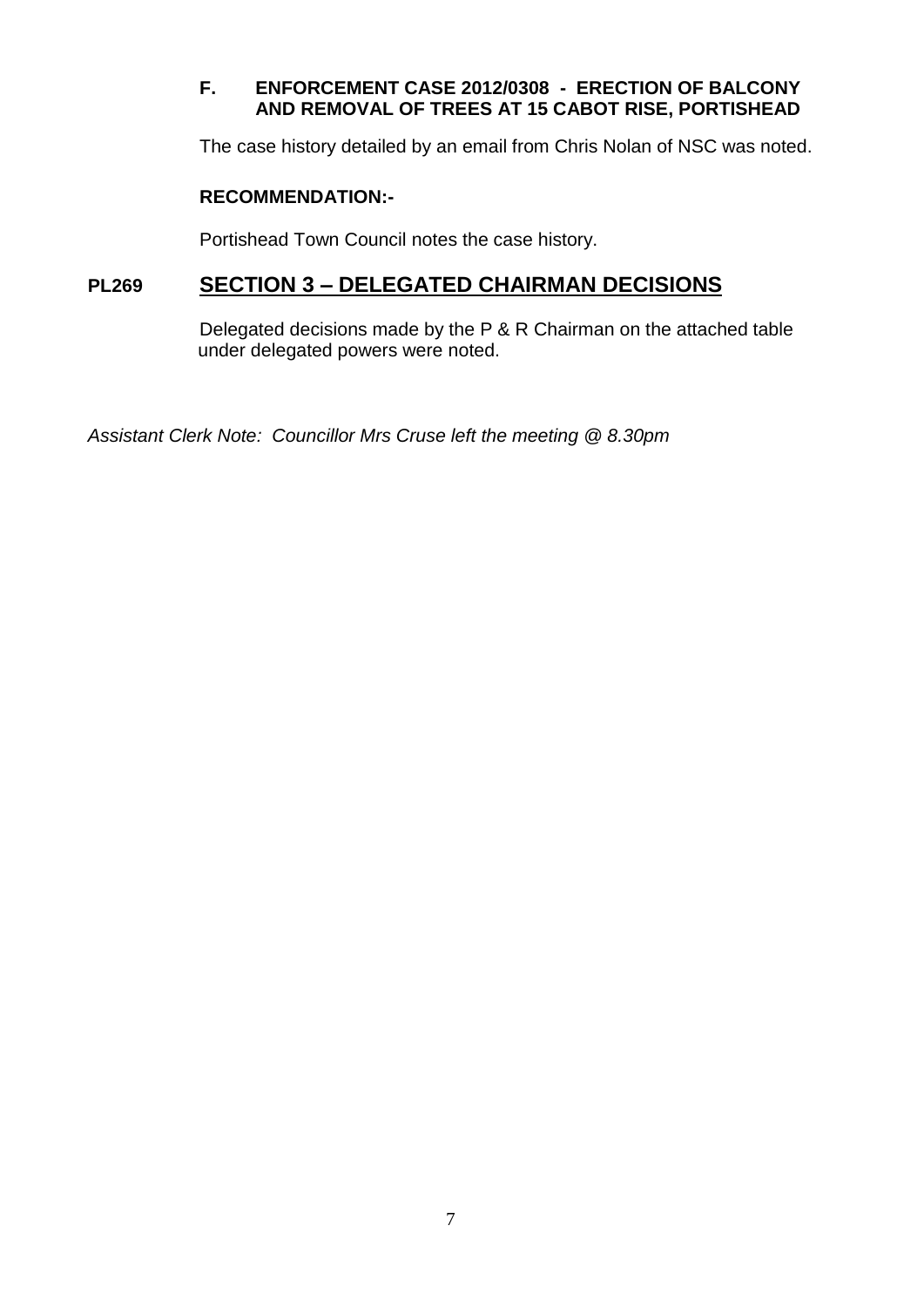**F. ENFORCEMENT CASE 2012/0308 - ERECTION OF BALCONY AND REMOVAL OF TREES AT 15 CABOT RISE, PORTISHEAD**

The case history detailed by an email from Chris Nolan of NSC was noted.

**RECOMMENDATION:-**

Portishead Town Council notes the case history.

## PL269 SECTION 3 – DELEGATED CHAIRMAN DECISIONS

Delegated decisions made by the P & R Chairman on the attached table under delegated powers were noted.

*Assistant Clerk Note: Councillor Mrs Cruse left the meeting @ 8.30pm*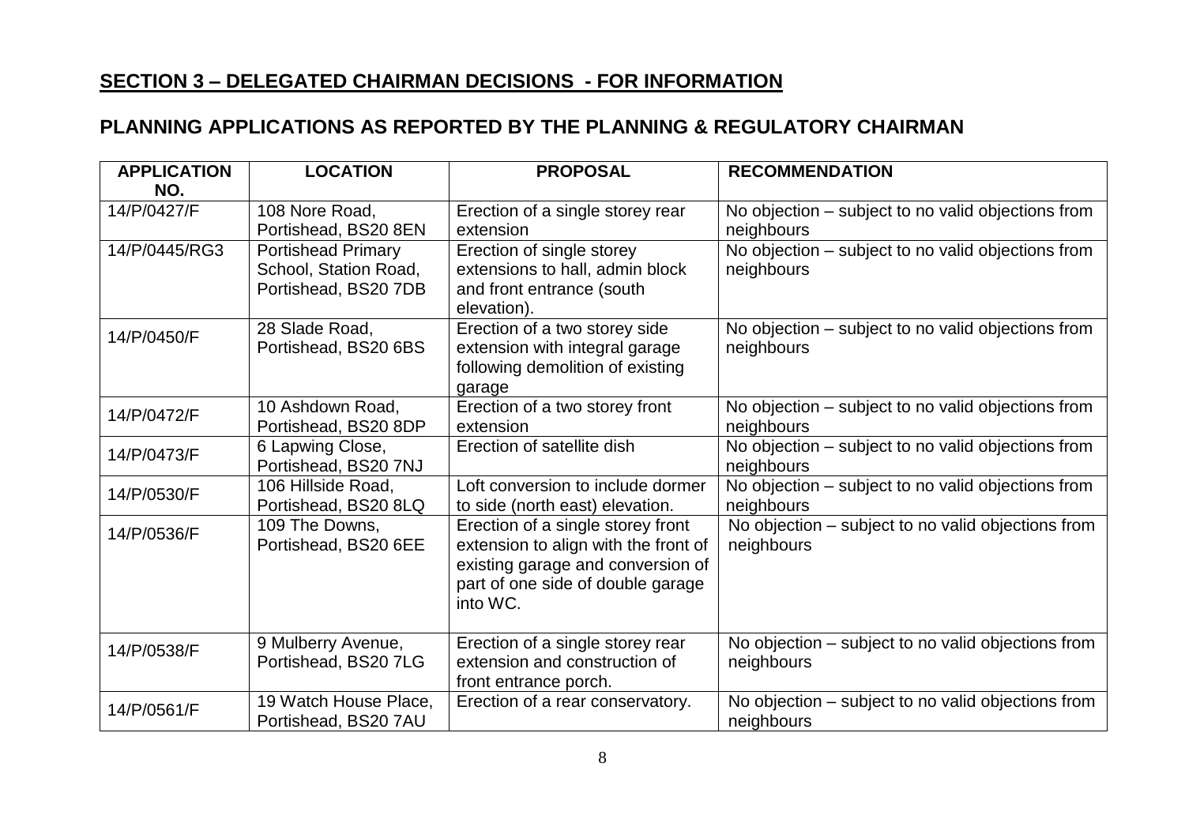## SECTION 3 – DELEGATED CHAIRMAN DECISIONS - FOR INFORMATION

## PLANNING APPLICATIONS AS REPORTED BY THE PLANNING & REGULATORY CHAIRMAN

| APPLICATION NO. | LOCATION | PROPOSAL | RECOMMENDATION |
|---|---|---|---|
| 14/P/0427/F | 108 Nore Road, Portishead, BS20 8EN | Erection of a single storey rear extension | No objection – subject to no valid objections from neighbours |
| 14/P/0445/RG3 | Portishead Primary School, Station Road, Portishead, BS20 7DB | Erection of single storey extensions to hall, admin block and front entrance (south elevation). | No objection – subject to no valid objections from neighbours |
| 14/P/0450/F | 28 Slade Road, Portishead, BS20 6BS | Erection of a two storey side extension with integral garage following demolition of existing garage | No objection – subject to no valid objections from neighbours |
| 14/P/0472/F | 10 Ashdown Road, Portishead, BS20 8DP | Erection of a two storey front extension | No objection – subject to no valid objections from neighbours |
| 14/P/0473/F | 6 Lapwing Close, Portishead, BS20 7NJ | Erection of satellite dish | No objection – subject to no valid objections from neighbours |
| 14/P/0530/F | 106 Hillside Road, Portishead, BS20 8LQ | Loft conversion to include dormer to side (north east) elevation. | No objection – subject to no valid objections from neighbours |
| 14/P/0536/F | 109 The Downs, Portishead, BS20 6EE | Erection of a single storey front extension to align with the front of existing garage and conversion of part of one side of double garage into WC. | No objection – subject to no valid objections from neighbours |
| 14/P/0538/F | 9 Mulberry Avenue, Portishead, BS20 7LG | Erection of a single storey rear extension and construction of front entrance porch. | No objection – subject to no valid objections from neighbours |
| 14/P/0561/F | 19 Watch House Place, Portishead, BS20 7AU | Erection of a rear conservatory. | No objection – subject to no valid objections from neighbours |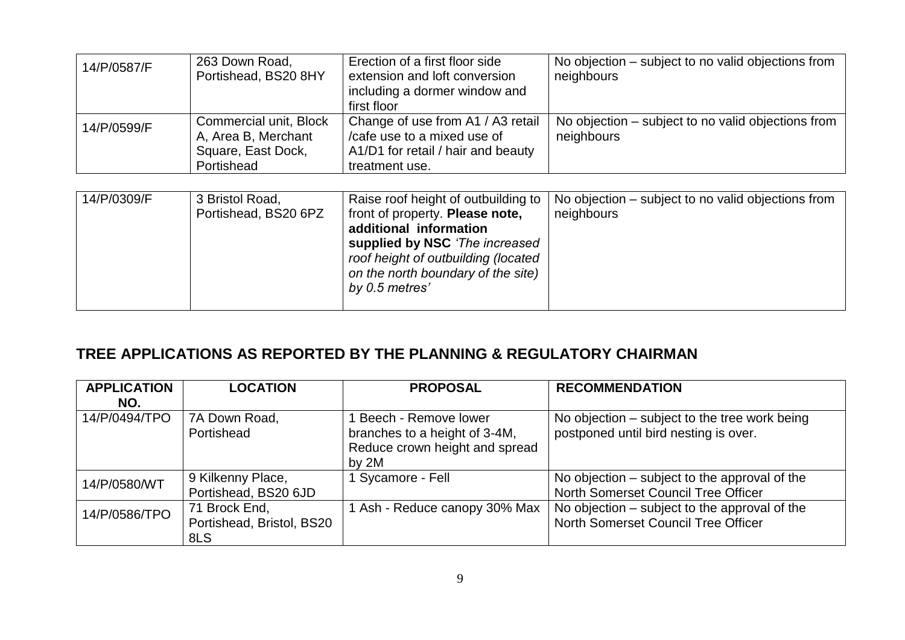| | | | |
|---|---|---|---|
| 14/P/0587/F | 263 Down Road, Portishead, BS20 8HY | Erection of a first floor side extension and loft conversion including a dormer window and first floor | No objection – subject to no valid objections from neighbours |
| 14/P/0599/F | Commercial unit, Block A, Area B, Merchant Square, East Dock, Portishead | Change of use from A1 / A3 retail /cafe use to a mixed use of A1/D1 for retail / hair and beauty treatment use. | No objection – subject to no valid objections from neighbours |
| 14/P/0309/F | 3 Bristol Road, Portishead, BS20 6PZ | Raise roof height of outbuilding to front of property. **Please note, additional information supplied by NSC** *'The increased roof height of outbuilding (located on the north boundary of the site) by 0.5 metres'* | No objection – subject to no valid objections from neighbours |

## TREE APPLICATIONS AS REPORTED BY THE PLANNING & REGULATORY CHAIRMAN

| APPLICATION NO. | LOCATION | PROPOSAL | RECOMMENDATION |
|---|---|---|---|
| 14/P/0494/TPO | 7A Down Road, Portishead | 1 Beech - Remove lower branches to a height of 3-4M, Reduce crown height and spread by 2M | No objection – subject to the tree work being postponed until bird nesting is over. |
| 14/P/0580/WT | 9 Kilkenny Place, Portishead, BS20 6JD | 1 Sycamore - Fell | No objection – subject to the approval of the North Somerset Council Tree Officer |
| 14/P/0586/TPO | 71 Brock End, Portishead, Bristol, BS20 8LS | 1 Ash - Reduce canopy 30% Max | No objection – subject to the approval of the North Somerset Council Tree Officer |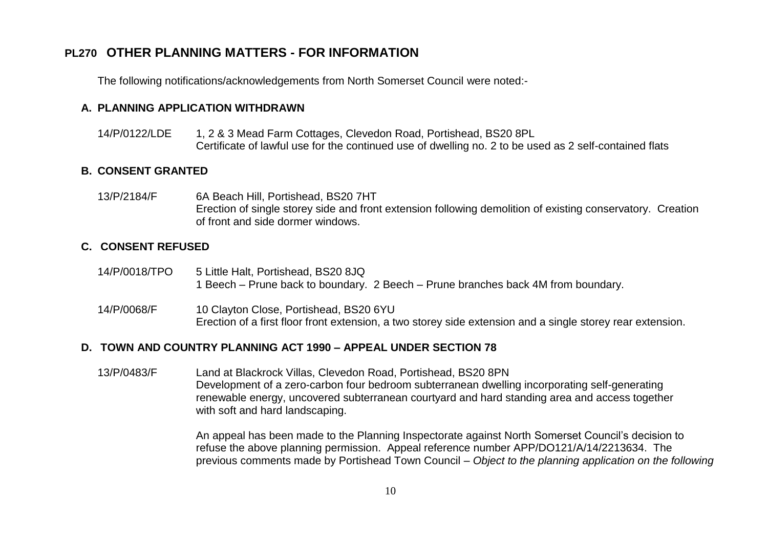## PL270 OTHER PLANNING MATTERS - FOR INFORMATION

The following notifications/acknowledgements from North Somerset Council were noted:-

### A. PLANNING APPLICATION WITHDRAWN

14/P/0122/LDE 1, 2 & 3 Mead Farm Cottages, Clevedon Road, Portishead, BS20 8PL
Certificate of lawful use for the continued use of dwelling no. 2 to be used as 2 self-contained flats

### B. CONSENT GRANTED

13/P/2184/F 6A Beach Hill, Portishead, BS20 7HT
Erection of single storey side and front extension following demolition of existing conservatory. Creation of front and side dormer windows.

### C. CONSENT REFUSED

14/P/0018/TPO 5 Little Halt, Portishead, BS20 8JQ
1 Beech – Prune back to boundary. 2 Beech – Prune branches back 4M from boundary.

14/P/0068/F 10 Clayton Close, Portishead, BS20 6YU
Erection of a first floor front extension, a two storey side extension and a single storey rear extension.

### D. TOWN AND COUNTRY PLANNING ACT 1990 – APPEAL UNDER SECTION 78

13/P/0483/F Land at Blackrock Villas, Clevedon Road, Portishead, BS20 8PN
Development of a zero-carbon four bedroom subterranean dwelling incorporating self-generating renewable energy, uncovered subterranean courtyard and hard standing area and access together with soft and hard landscaping.

An appeal has been made to the Planning Inspectorate against North Somerset Council's decision to refuse the above planning permission. Appeal reference number APP/DO121/A/14/2213634. The previous comments made by Portishead Town Council – *Object to the planning application on the following*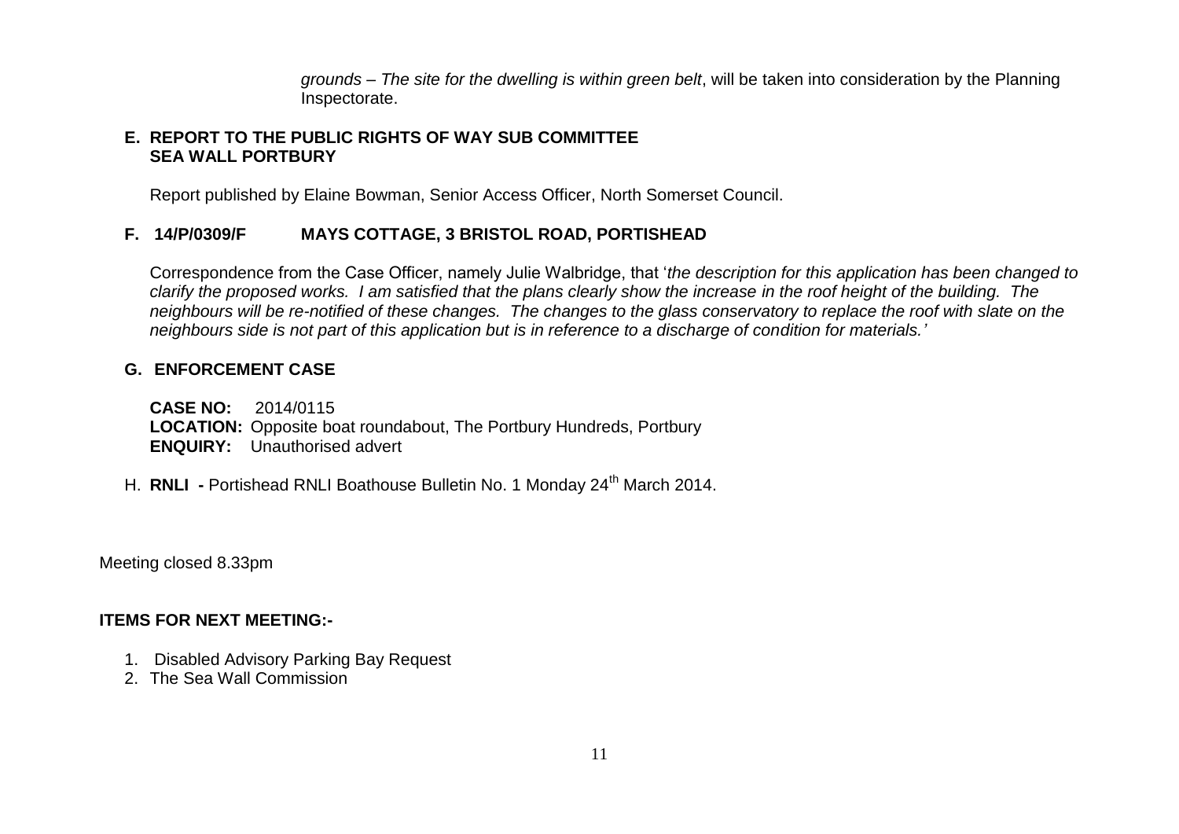*grounds – The site for the dwelling is within green belt*, will be taken into consideration by the Planning Inspectorate.

**E. REPORT TO THE PUBLIC RIGHTS OF WAY SUB COMMITTEE
SEA WALL PORTBURY**

Report published by Elaine Bowman, Senior Access Officer, North Somerset Council.

**F. 14/P/0309/F MAYS COTTAGE, 3 BRISTOL ROAD, PORTISHEAD**

Correspondence from the Case Officer, namely Julie Walbridge, that '*the description for this application has been changed to clarify the proposed works. I am satisfied that the plans clearly show the increase in the roof height of the building. The neighbours will be re-notified of these changes. The changes to the glass conservatory to replace the roof with slate on the neighbours side is not part of this application but is in reference to a discharge of condition for materials.'*

**G. ENFORCEMENT CASE**

**CASE NO:** 2014/0115
**LOCATION:** Opposite boat roundabout, The Portbury Hundreds, Portbury
**ENQUIRY:** Unauthorised advert

H. **RNLI -** Portishead RNLI Boathouse Bulletin No. 1 Monday 24th March 2014.

Meeting closed 8.33pm

**ITEMS FOR NEXT MEETING:-**

1. Disabled Advisory Parking Bay Request
2. The Sea Wall Commission